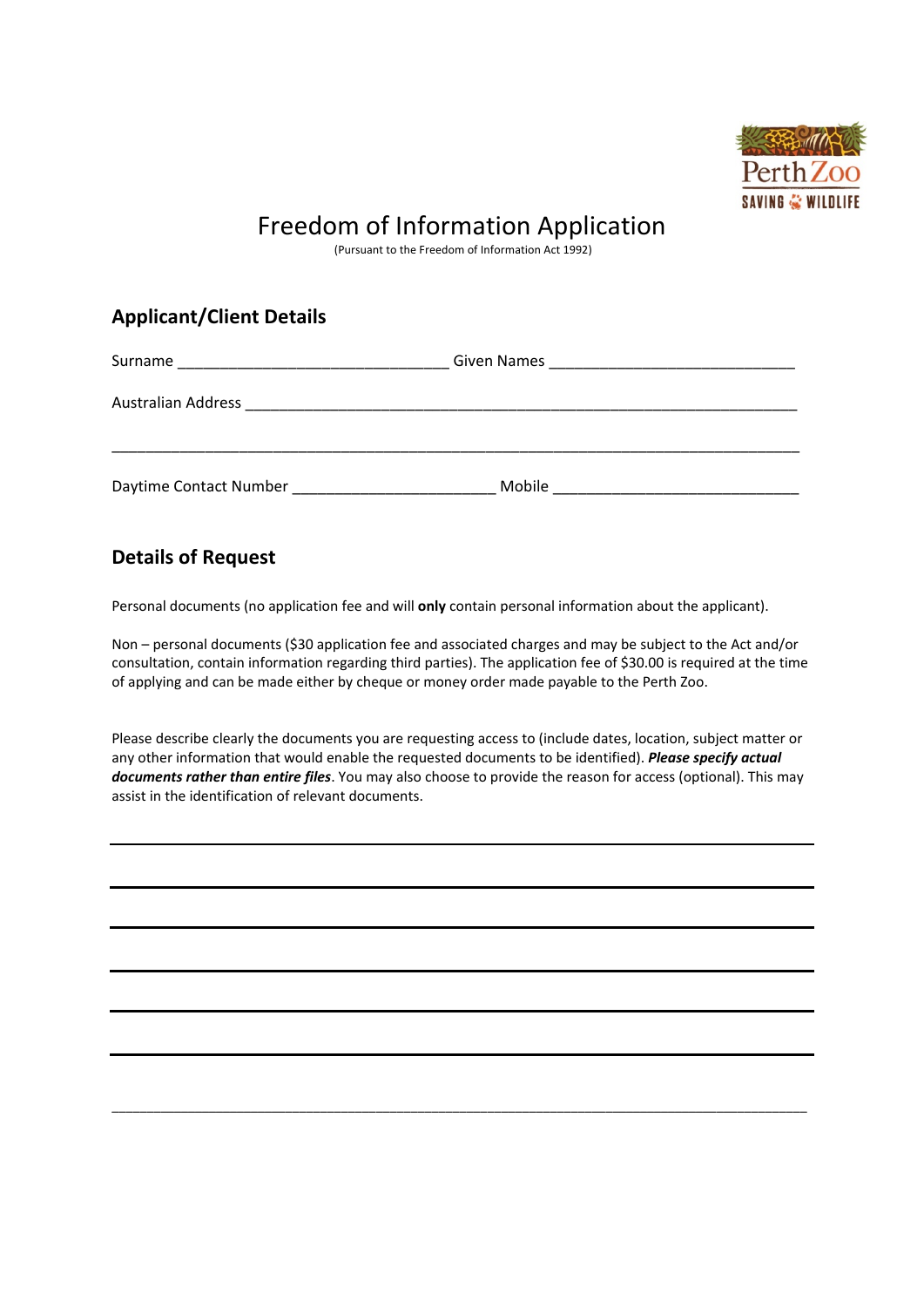# Freedom of Information Application

(Pursuant to the Freedom of Information Act 1992)

## Applicant/Client Details

Surname _______________________________ Given Names ____________________________

Australian Address ________________________________________________________________

__________________________________________________________________________________

Daytime Contact Number _______________________ Mobile ____________________________

## Details of Request

Personal documents (no application fee and will **only** contain personal information about the applicant).

Non – personal documents ($30 application fee and associated charges and may be subject to the Act and/or consultation, contain information regarding third parties). The application fee of $30.00 is required at the time of applying and can be made either by cheque or money order made payable to the Perth Zoo.

Please describe clearly the documents you are requesting access to (include dates, location, subject matter or any other information that would enable the requested documents to be identified). ***Please specify actual documents rather than entire files***. You may also choose to provide the reason for access (optional). This may assist in the identification of relevant documents.

__________________________________________________________________________________

__________________________________________________________________________________

__________________________________________________________________________________

__________________________________________________________________________________

__________________________________________________________________________________

__________________________________________________________________________________

__________________________________________________________________________________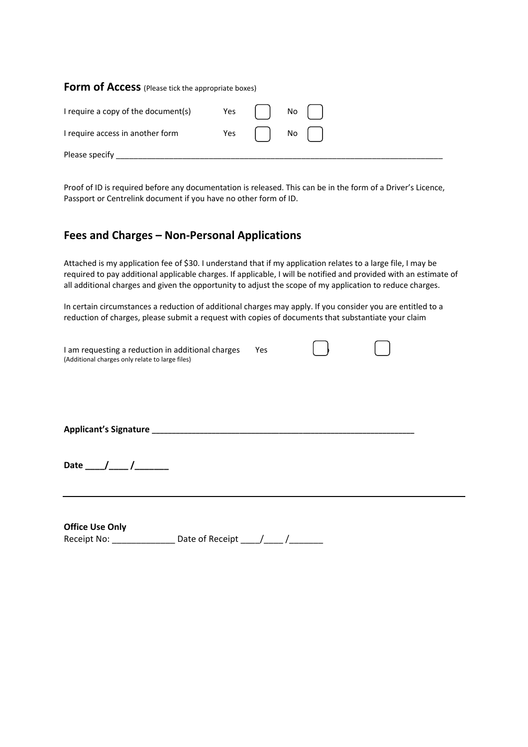## Form of Access (Please tick the appropriate boxes)

I require a copy of the document(s) Yes ☐ No ☐

I require access in another form Yes ☐ No ☐

Please specify ___________________________________________________________________________

Proof of ID is required before any documentation is released. This can be in the form of a Driver's Licence, Passport or Centrelink document if you have no other form of ID.

## Fees and Charges – Non-Personal Applications

Attached is my application fee of $30. I understand that if my application relates to a large file, I may be required to pay additional applicable charges. If applicable, I will be notified and provided with an estimate of all additional charges and given the opportunity to adjust the scope of my application to reduce charges.

In certain circumstances a reduction of additional charges may apply. If you consider you are entitled to a reduction of charges, please submit a request with copies of documents that substantiate your claim

I am requesting a reduction in additional charges Yes ☐ ☐
(Additional charges only relate to large files)

**Applicant's Signature** ___________________________________________________________

**Date ____/____ /_______**

---

**Office Use Only**
Receipt No: _____________ Date of Receipt ____/____ /_______